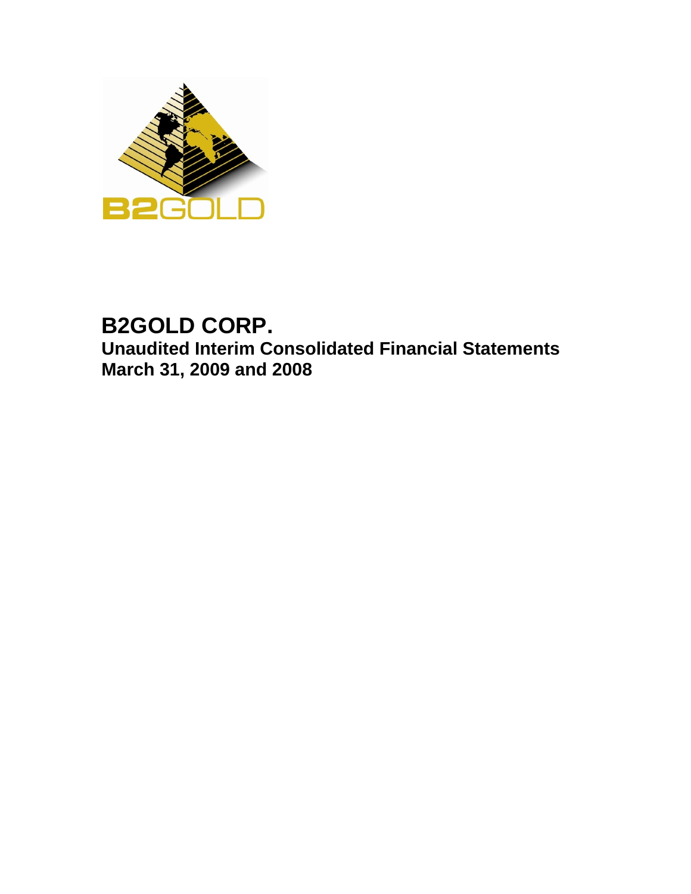# B2GOLD CORP.

## Unaudited Interim Consolidated Financial Statements
## March 31, 2009 and 2008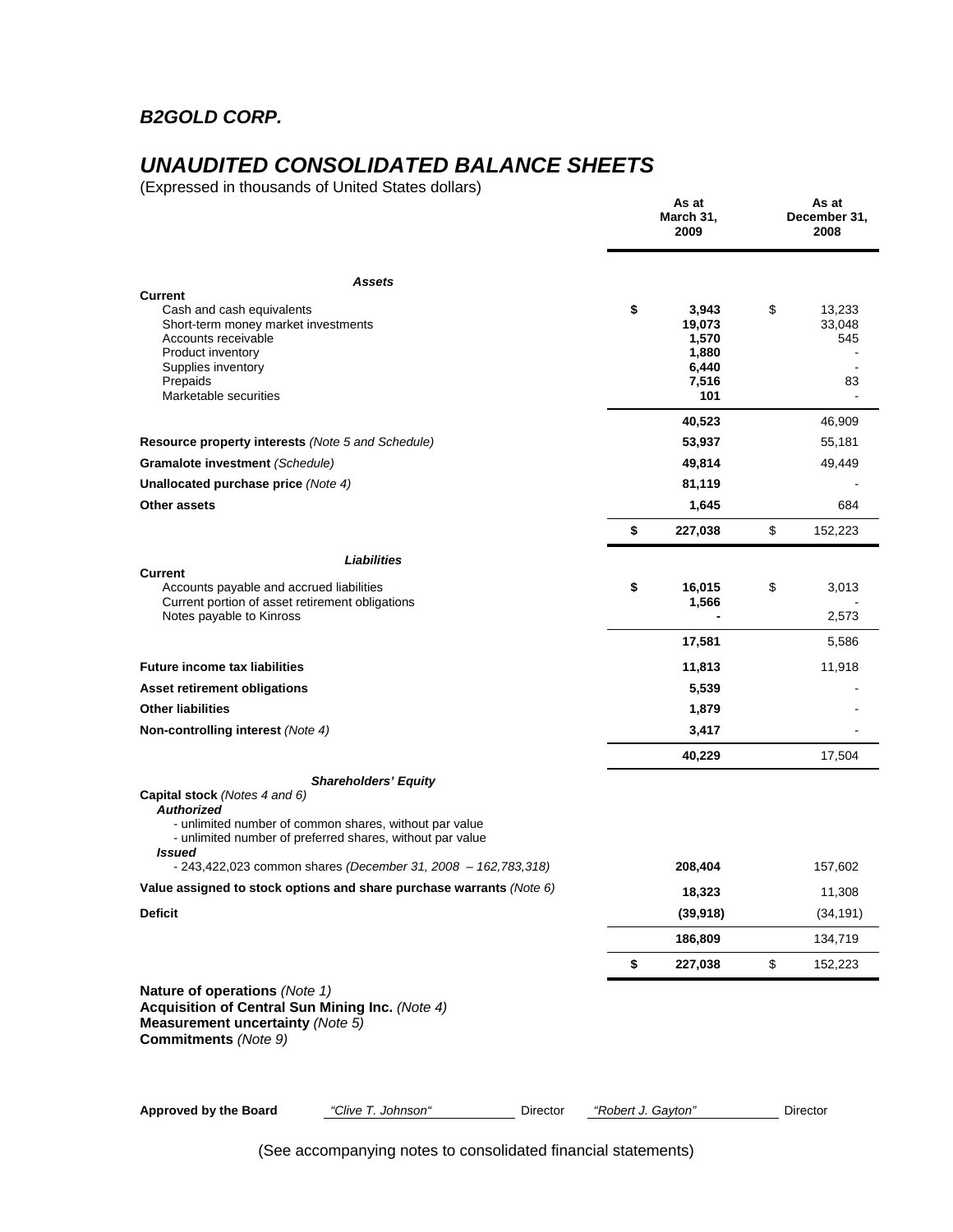# B2GOLD CORP.

# UNAUDITED CONSOLIDATED BALANCE SHEETS

(Expressed in thousands of United States dollars)

| | As at March 31, 2009 | As at December 31, 2008 |
|---|---|---|
| ***Assets*** | | |
| **Current** | | |
| Cash and cash equivalents | **$ 3,943** | $ 13,233 |
| Short-term money market investments | **19,073** | 33,048 |
| Accounts receivable | **1,570** | 545 |
| Product inventory | **1,880** | - |
| Supplies inventory | **6,440** | - |
| Prepaids | **7,516** | 83 |
| Marketable securities | **101** | - |
| | **40,523** | 46,909 |
| **Resource property interests** *(Note 5 and Schedule)* | **53,937** | 55,181 |
| **Gramalote investment** *(Schedule)* | **49,814** | 49,449 |
| **Unallocated purchase price** *(Note 4)* | **81,119** | - |
| **Other assets** | **1,645** | 684 |
| | **$ 227,038** | $ 152,223 |
| ***Liabilities*** | | |
| **Current** | | |
| Accounts payable and accrued liabilities | **$ 16,015** | $ 3,013 |
| Current portion of asset retirement obligations | **1,566** | - |
| Notes payable to Kinross | **-** | 2,573 |
| | **17,581** | 5,586 |
| **Future income tax liabilities** | **11,813** | 11,918 |
| **Asset retirement obligations** | **5,539** | - |
| **Other liabilities** | **1,879** | - |
| **Non-controlling interest** *(Note 4)* | **3,417** | - |
| | **40,229** | 17,504 |
| ***Shareholders' Equity*** | | |
| **Capital stock** *(Notes 4 and 6)* | | |
| ***Authorized*** | | |
| - unlimited number of common shares, without par value | | |
| - unlimited number of preferred shares, without par value | | |
| ***Issued*** | | |
| - 243,422,023 common shares *(December 31, 2008 – 162,783,318)* | **208,404** | 157,602 |
| **Value assigned to stock options and share purchase warrants** *(Note 6)* | **18,323** | 11,308 |
| **Deficit** | **(39,918)** | (34,191) |
| | **186,809** | 134,719 |
| | **$ 227,038** | $ 152,223 |

**Nature of operations** *(Note 1)*
**Acquisition of Central Sun Mining Inc.** *(Note 4)*
**Measurement uncertainty** *(Note 5)*
**Commitments** *(Note 9)*

**Approved by the Board** *"Clive T. Johnson"* Director *"Robert J. Gayton"* Director

(See accompanying notes to consolidated financial statements)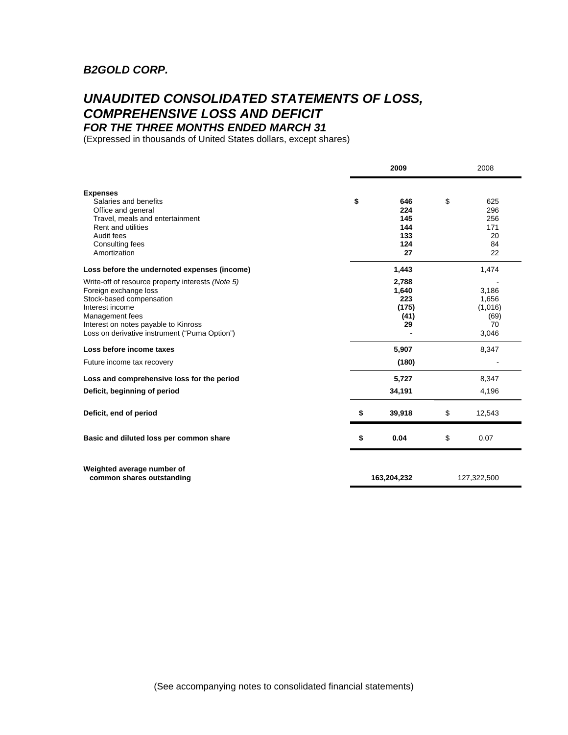# *B2GOLD CORP.*

## *UNAUDITED CONSOLIDATED STATEMENTS OF LOSS, COMPREHENSIVE LOSS AND DEFICIT*

### *FOR THE THREE MONTHS ENDED MARCH 31*

(Expressed in thousands of United States dollars, except shares)

| | **2009** | 2008 |
|---|---|---|
| **Expenses** | | |
| Salaries and benefits | **$ 646** | $ 625 |
| Office and general | **224** | 296 |
| Travel, meals and entertainment | **145** | 256 |
| Rent and utilities | **144** | 171 |
| Audit fees | **133** | 20 |
| Consulting fees | **124** | 84 |
| Amortization | **27** | 22 |
| **Loss before the undernoted expenses (income)** | **1,443** | 1,474 |
| Write-off of resource property interests *(Note 5)* | **2,788** | - |
| Foreign exchange loss | **1,640** | 3,186 |
| Stock-based compensation | **223** | 1,656 |
| Interest income | **(175)** | (1,016) |
| Management fees | **(41)** | (69) |
| Interest on notes payable to Kinross | **29** | 70 |
| Loss on derivative instrument ("Puma Option") | **-** | 3,046 |
| **Loss before income taxes** | **5,907** | 8,347 |
| Future income tax recovery | **(180)** | - |
| **Loss and comprehensive loss for the period** | **5,727** | 8,347 |
| **Deficit, beginning of period** | **34,191** | 4,196 |
| **Deficit, end of period** | **$ 39,918** | $ 12,543 |
| **Basic and diluted loss per common share** | **$ 0.04** | $ 0.07 |
| **Weighted average number of common shares outstanding** | **163,204,232** | 127,322,500 |

(See accompanying notes to consolidated financial statements)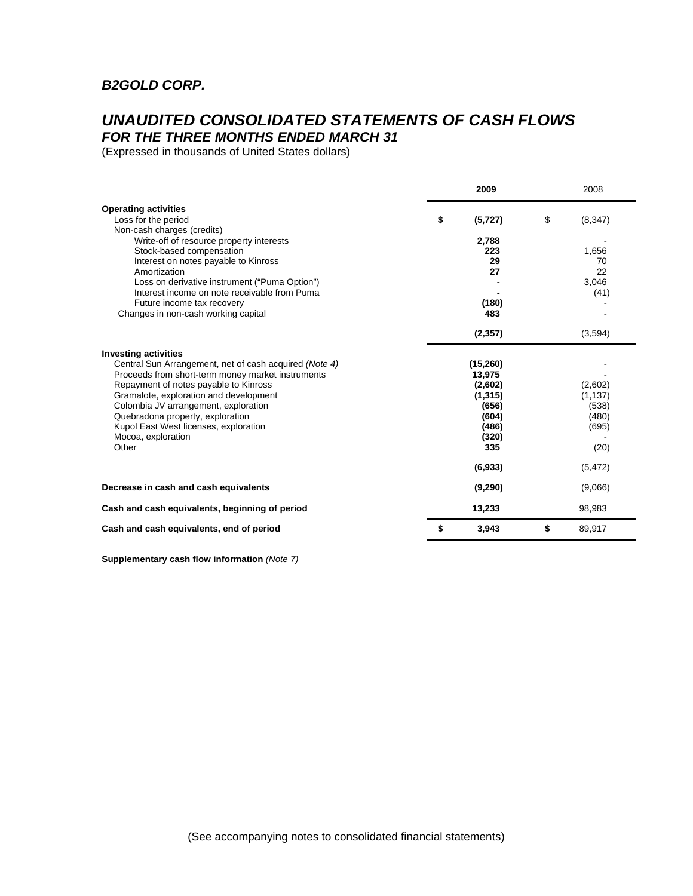*B2GOLD CORP.*

# *UNAUDITED CONSOLIDATED STATEMENTS OF CASH FLOWS*
## *FOR THE THREE MONTHS ENDED MARCH 31*

(Expressed in thousands of United States dollars)

| | 2009 | 2008 |
|---|---|---|
| **Operating activities** | | |
| Loss for the period | **$ (5,727)** | $ (8,347) |
| Non-cash charges (credits) | | |
| Write-off of resource property interests | **2,788** | - |
| Stock-based compensation | **223** | 1,656 |
| Interest on notes payable to Kinross | **29** | 70 |
| Amortization | **27** | 22 |
| Loss on derivative instrument ("Puma Option") | **-** | 3,046 |
| Interest income on note receivable from Puma | **-** | (41) |
| Future income tax recovery | **(180)** | - |
| Changes in non-cash working capital | **483** | - |
| | **(2,357)** | (3,594) |
| **Investing activities** | | |
| Central Sun Arrangement, net of cash acquired *(Note 4)* | **(15,260)** | - |
| Proceeds from short-term money market instruments | **13,975** | - |
| Repayment of notes payable to Kinross | **(2,602)** | (2,602) |
| Gramalote, exploration and development | **(1,315)** | (1,137) |
| Colombia JV arrangement, exploration | **(656)** | (538) |
| Quebradona property, exploration | **(604)** | (480) |
| Kupol East West licenses, exploration | **(486)** | (695) |
| Mocoa, exploration | **(320)** | - |
| Other | **335** | (20) |
| | **(6,933)** | (5,472) |
| **Decrease in cash and cash equivalents** | **(9,290)** | (9,066) |
| **Cash and cash equivalents, beginning of period** | **13,233** | 98,983 |
| **Cash and cash equivalents, end of period** | **$ 3,943** | **$** 89,917 |

**Supplementary cash flow information** *(Note 7)*

(See accompanying notes to consolidated financial statements)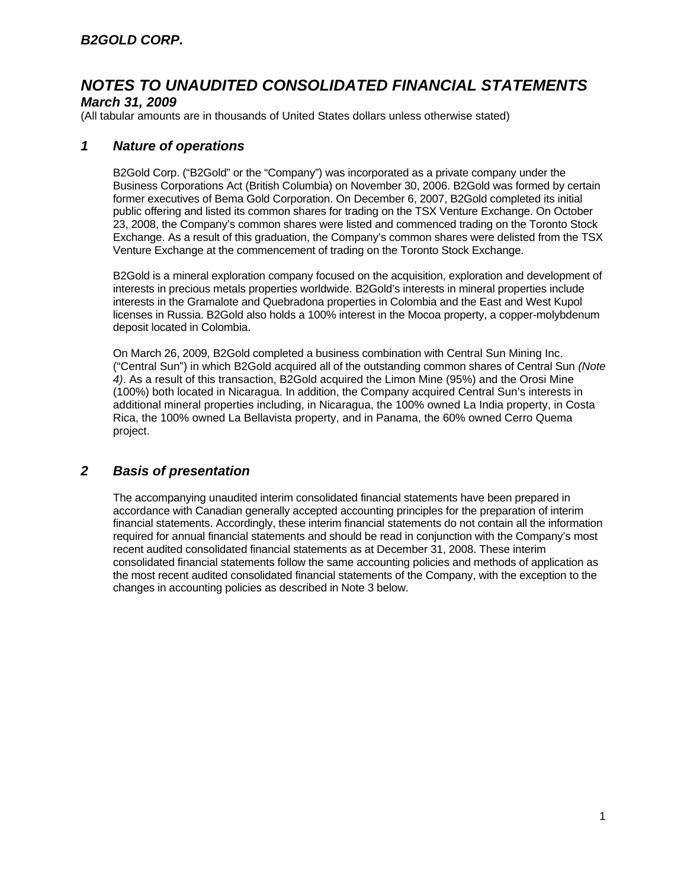# NOTES TO UNAUDITED CONSOLIDATED FINANCIAL STATEMENTS

***March 31, 2009***

(All tabular amounts are in thousands of United States dollars unless otherwise stated)

## *1 Nature of operations*

B2Gold Corp. ("B2Gold" or the "Company") was incorporated as a private company under the Business Corporations Act (British Columbia) on November 30, 2006. B2Gold was formed by certain former executives of Bema Gold Corporation. On December 6, 2007, B2Gold completed its initial public offering and listed its common shares for trading on the TSX Venture Exchange. On October 23, 2008, the Company's common shares were listed and commenced trading on the Toronto Stock Exchange. As a result of this graduation, the Company's common shares were delisted from the TSX Venture Exchange at the commencement of trading on the Toronto Stock Exchange.

B2Gold is a mineral exploration company focused on the acquisition, exploration and development of interests in precious metals properties worldwide. B2Gold's interests in mineral properties include interests in the Gramalote and Quebradona properties in Colombia and the East and West Kupol licenses in Russia. B2Gold also holds a 100% interest in the Mocoa property, a copper-molybdenum deposit located in Colombia.

On March 26, 2009, B2Gold completed a business combination with Central Sun Mining Inc. ("Central Sun") in which B2Gold acquired all of the outstanding common shares of Central Sun *(Note 4)*. As a result of this transaction, B2Gold acquired the Limon Mine (95%) and the Orosi Mine (100%) both located in Nicaragua. In addition, the Company acquired Central Sun's interests in additional mineral properties including, in Nicaragua, the 100% owned La India property, in Costa Rica, the 100% owned La Bellavista property, and in Panama, the 60% owned Cerro Quema project.

## *2 Basis of presentation*

The accompanying unaudited interim consolidated financial statements have been prepared in accordance with Canadian generally accepted accounting principles for the preparation of interim financial statements. Accordingly, these interim financial statements do not contain all the information required for annual financial statements and should be read in conjunction with the Company's most recent audited consolidated financial statements as at December 31, 2008. These interim consolidated financial statements follow the same accounting policies and methods of application as the most recent audited consolidated financial statements of the Company, with the exception to the changes in accounting policies as described in Note 3 below.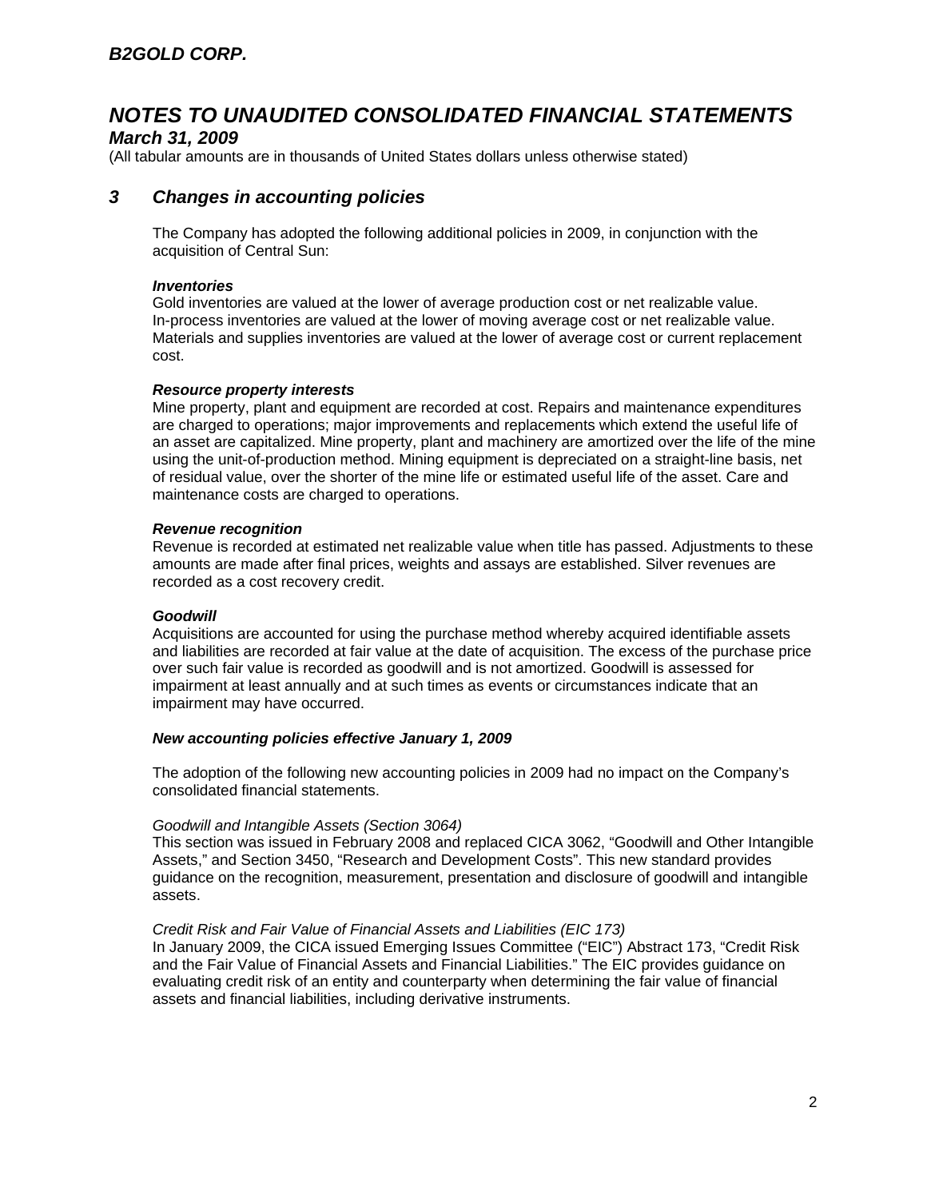## 3 Changes in accounting policies

The Company has adopted the following additional policies in 2009, in conjunction with the acquisition of Central Sun:

***Inventories***
Gold inventories are valued at the lower of average production cost or net realizable value. In-process inventories are valued at the lower of moving average cost or net realizable value. Materials and supplies inventories are valued at the lower of average cost or current replacement cost.

***Resource property interests***
Mine property, plant and equipment are recorded at cost. Repairs and maintenance expenditures are charged to operations; major improvements and replacements which extend the useful life of an asset are capitalized. Mine property, plant and machinery are amortized over the life of the mine using the unit-of-production method. Mining equipment is depreciated on a straight-line basis, net of residual value, over the shorter of the mine life or estimated useful life of the asset. Care and maintenance costs are charged to operations.

***Revenue recognition***
Revenue is recorded at estimated net realizable value when title has passed. Adjustments to these amounts are made after final prices, weights and assays are established. Silver revenues are recorded as a cost recovery credit.

***Goodwill***
Acquisitions are accounted for using the purchase method whereby acquired identifiable assets and liabilities are recorded at fair value at the date of acquisition. The excess of the purchase price over such fair value is recorded as goodwill and is not amortized. Goodwill is assessed for impairment at least annually and at such times as events or circumstances indicate that an impairment may have occurred.

***New accounting policies effective January 1, 2009***

The adoption of the following new accounting policies in 2009 had no impact on the Company's consolidated financial statements.

*Goodwill and Intangible Assets (Section 3064)*
This section was issued in February 2008 and replaced CICA 3062, "Goodwill and Other Intangible Assets," and Section 3450, "Research and Development Costs". This new standard provides guidance on the recognition, measurement, presentation and disclosure of goodwill and intangible assets.

*Credit Risk and Fair Value of Financial Assets and Liabilities (EIC 173)*
In January 2009, the CICA issued Emerging Issues Committee ("EIC") Abstract 173, "Credit Risk and the Fair Value of Financial Assets and Financial Liabilities." The EIC provides guidance on evaluating credit risk of an entity and counterparty when determining the fair value of financial assets and financial liabilities, including derivative instruments.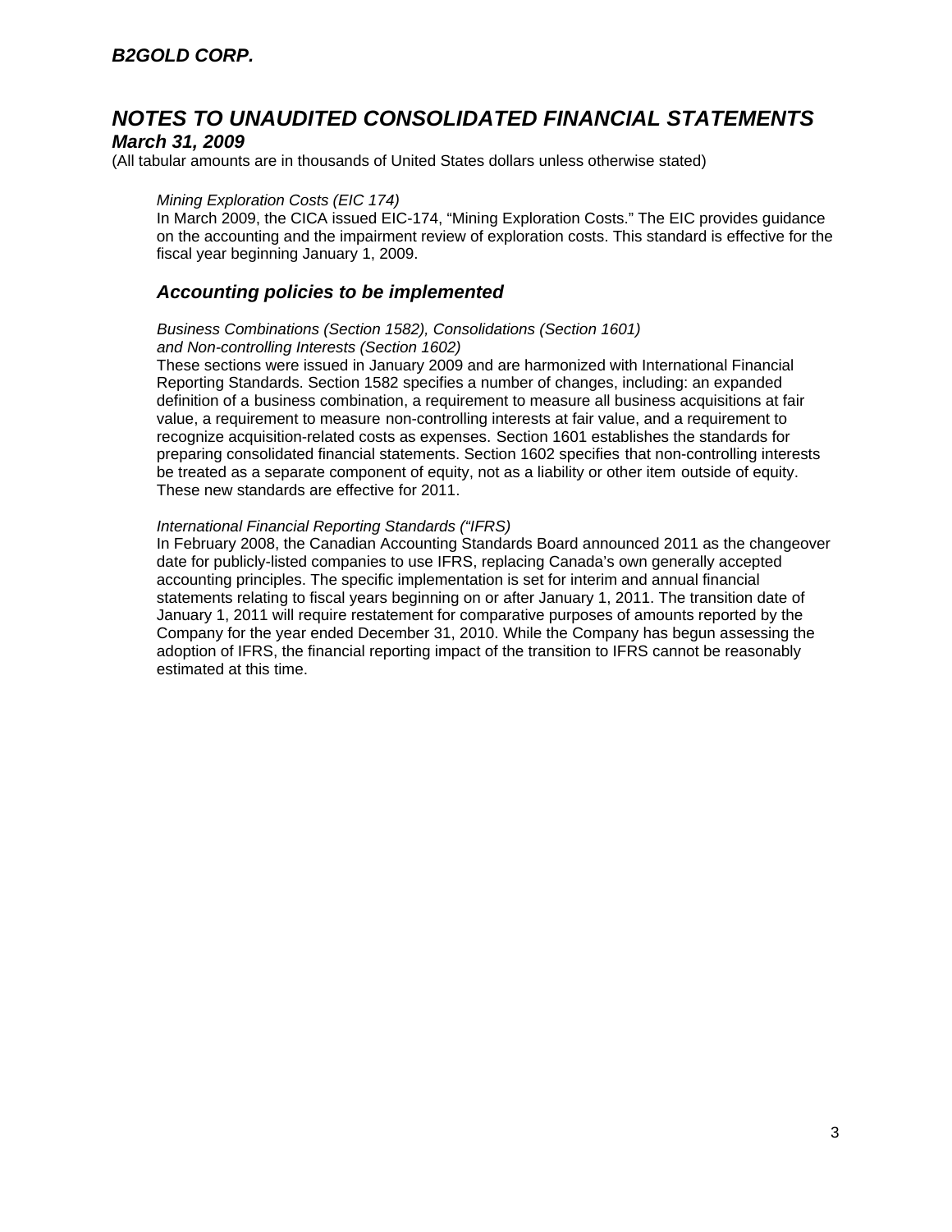# NOTES TO UNAUDITED CONSOLIDATED FINANCIAL STATEMENTS

***March 31, 2009***

(All tabular amounts are in thousands of United States dollars unless otherwise stated)

*Mining Exploration Costs (EIC 174)*

In March 2009, the CICA issued EIC-174, "Mining Exploration Costs." The EIC provides guidance on the accounting and the impairment review of exploration costs. This standard is effective for the fiscal year beginning January 1, 2009.

## *Accounting policies to be implemented*

*Business Combinations (Section 1582), Consolidations (Section 1601) and Non-controlling Interests (Section 1602)*

These sections were issued in January 2009 and are harmonized with International Financial Reporting Standards. Section 1582 specifies a number of changes, including: an expanded definition of a business combination, a requirement to measure all business acquisitions at fair value, a requirement to measure non-controlling interests at fair value, and a requirement to recognize acquisition-related costs as expenses. Section 1601 establishes the standards for preparing consolidated financial statements. Section 1602 specifies that non-controlling interests be treated as a separate component of equity, not as a liability or other item outside of equity. These new standards are effective for 2011.

*International Financial Reporting Standards ("IFRS)*

In February 2008, the Canadian Accounting Standards Board announced 2011 as the changeover date for publicly-listed companies to use IFRS, replacing Canada's own generally accepted accounting principles. The specific implementation is set for interim and annual financial statements relating to fiscal years beginning on or after January 1, 2011. The transition date of January 1, 2011 will require restatement for comparative purposes of amounts reported by the Company for the year ended December 31, 2010. While the Company has begun assessing the adoption of IFRS, the financial reporting impact of the transition to IFRS cannot be reasonably estimated at this time.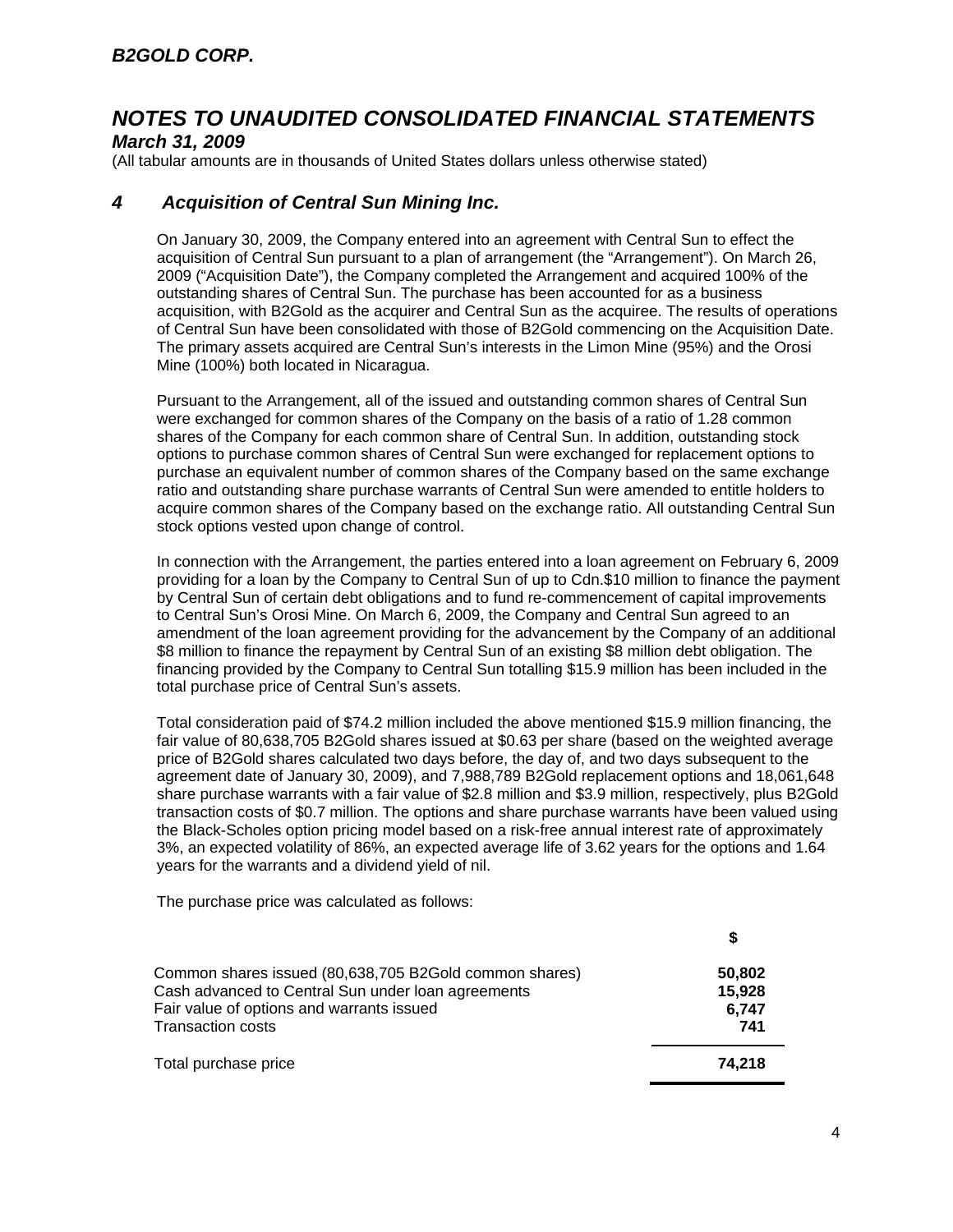# NOTES TO UNAUDITED CONSOLIDATED FINANCIAL STATEMENTS

***March 31, 2009***

(All tabular amounts are in thousands of United States dollars unless otherwise stated)

## *4 Acquisition of Central Sun Mining Inc.*

On January 30, 2009, the Company entered into an agreement with Central Sun to effect the acquisition of Central Sun pursuant to a plan of arrangement (the "Arrangement"). On March 26, 2009 ("Acquisition Date"), the Company completed the Arrangement and acquired 100% of the outstanding shares of Central Sun. The purchase has been accounted for as a business acquisition, with B2Gold as the acquirer and Central Sun as the acquiree. The results of operations of Central Sun have been consolidated with those of B2Gold commencing on the Acquisition Date. The primary assets acquired are Central Sun's interests in the Limon Mine (95%) and the Orosi Mine (100%) both located in Nicaragua.

Pursuant to the Arrangement, all of the issued and outstanding common shares of Central Sun were exchanged for common shares of the Company on the basis of a ratio of 1.28 common shares of the Company for each common share of Central Sun. In addition, outstanding stock options to purchase common shares of Central Sun were exchanged for replacement options to purchase an equivalent number of common shares of the Company based on the same exchange ratio and outstanding share purchase warrants of Central Sun were amended to entitle holders to acquire common shares of the Company based on the exchange ratio. All outstanding Central Sun stock options vested upon change of control.

In connection with the Arrangement, the parties entered into a loan agreement on February 6, 2009 providing for a loan by the Company to Central Sun of up to Cdn.$10 million to finance the payment by Central Sun of certain debt obligations and to fund re-commencement of capital improvements to Central Sun's Orosi Mine. On March 6, 2009, the Company and Central Sun agreed to an amendment of the loan agreement providing for the advancement by the Company of an additional $8 million to finance the repayment by Central Sun of an existing $8 million debt obligation. The financing provided by the Company to Central Sun totalling $15.9 million has been included in the total purchase price of Central Sun's assets.

Total consideration paid of $74.2 million included the above mentioned $15.9 million financing, the fair value of 80,638,705 B2Gold shares issued at $0.63 per share (based on the weighted average price of B2Gold shares calculated two days before, the day of, and two days subsequent to the agreement date of January 30, 2009), and 7,988,789 B2Gold replacement options and 18,061,648 share purchase warrants with a fair value of $2.8 million and $3.9 million, respectively, plus B2Gold transaction costs of $0.7 million. The options and share purchase warrants have been valued using the Black-Scholes option pricing model based on a risk-free annual interest rate of approximately 3%, an expected volatility of 86%, an expected average life of 3.62 years for the options and 1.64 years for the warrants and a dividend yield of nil.

The purchase price was calculated as follows:

| | $ |
|---|---|
| Common shares issued (80,638,705 B2Gold common shares) | **50,802** |
| Cash advanced to Central Sun under loan agreements | **15,928** |
| Fair value of options and warrants issued | **6,747** |
| Transaction costs | **741** |
| Total purchase price | **74,218** |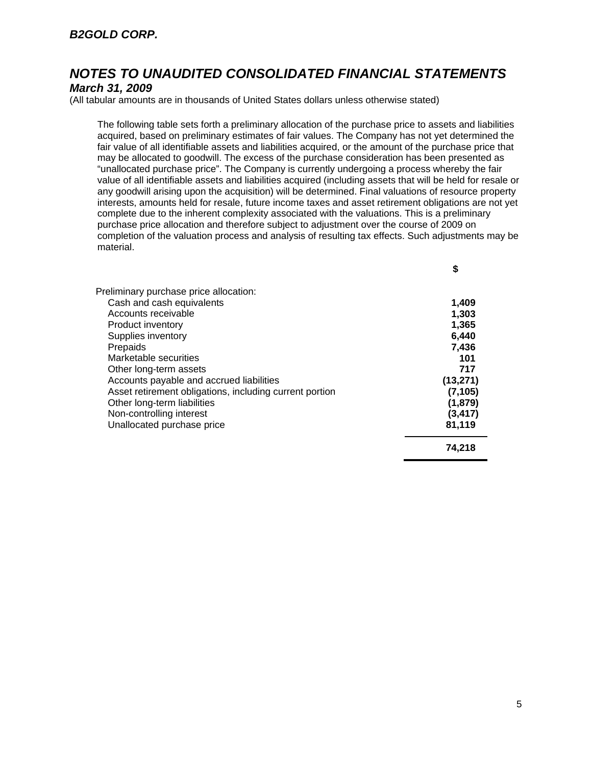## NOTES TO UNAUDITED CONSOLIDATED FINANCIAL STATEMENTS

### March 31, 2009

(All tabular amounts are in thousands of United States dollars unless otherwise stated)

The following table sets forth a preliminary allocation of the purchase price to assets and liabilities acquired, based on preliminary estimates of fair values. The Company has not yet determined the fair value of all identifiable assets and liabilities acquired, or the amount of the purchase price that may be allocated to goodwill. The excess of the purchase consideration has been presented as "unallocated purchase price". The Company is currently undergoing a process whereby the fair value of all identifiable assets and liabilities acquired (including assets that will be held for resale or any goodwill arising upon the acquisition) will be determined. Final valuations of resource property interests, amounts held for resale, future income taxes and asset retirement obligations are not yet complete due to the inherent complexity associated with the valuations. This is a preliminary purchase price allocation and therefore subject to adjustment over the course of 2009 on completion of the valuation process and analysis of resulting tax effects. Such adjustments may be material.

| | $ |
|---|---|
| Preliminary purchase price allocation: | |
| Cash and cash equivalents | **1,409** |
| Accounts receivable | **1,303** |
| Product inventory | **1,365** |
| Supplies inventory | **6,440** |
| Prepaids | **7,436** |
| Marketable securities | **101** |
| Other long-term assets | **717** |
| Accounts payable and accrued liabilities | **(13,271)** |
| Asset retirement obligations, including current portion | **(7,105)** |
| Other long-term liabilities | **(1,879)** |
| Non-controlling interest | **(3,417)** |
| Unallocated purchase price | **81,119** |
| | **74,218** |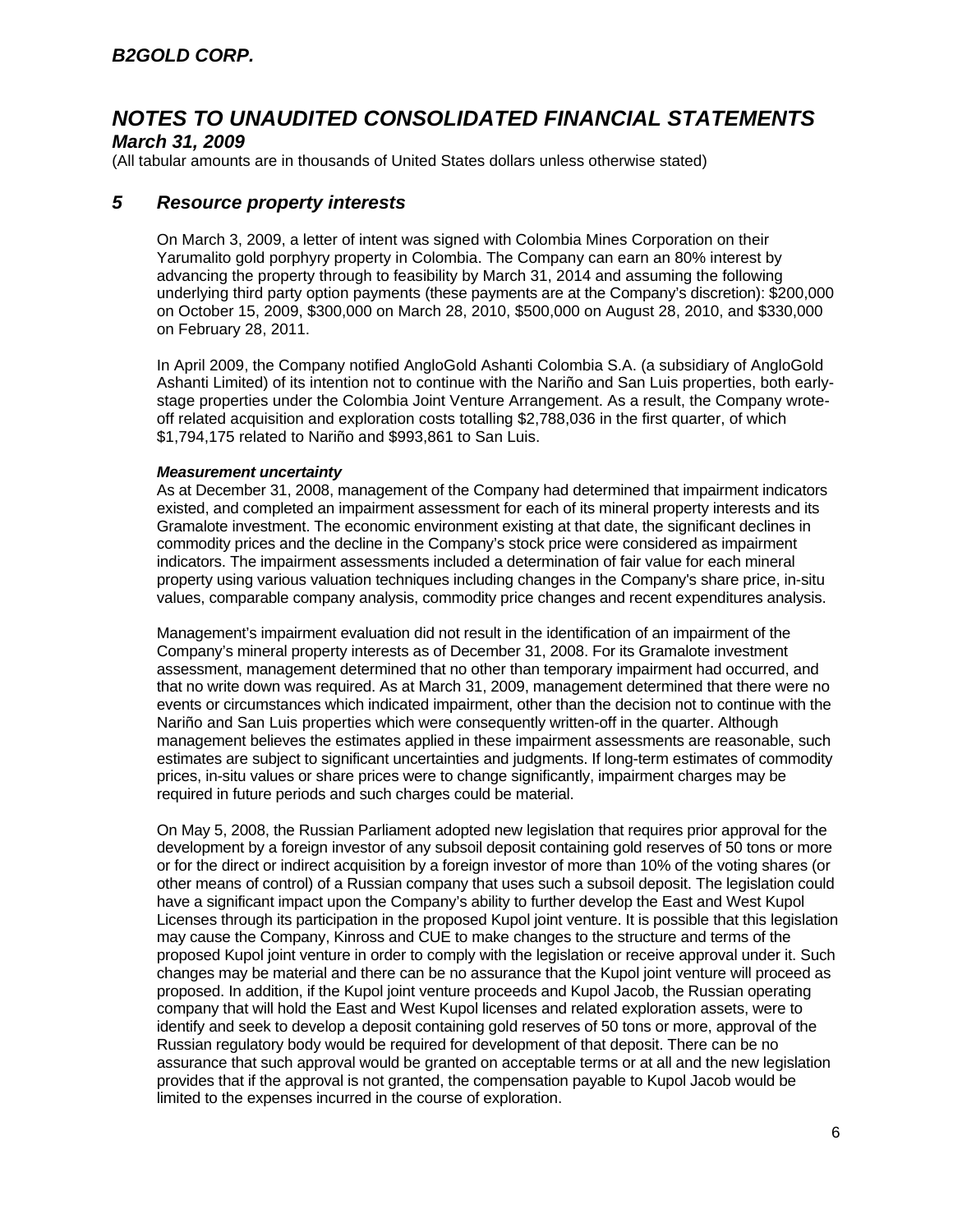# NOTES TO UNAUDITED CONSOLIDATED FINANCIAL STATEMENTS

*March 31, 2009*

(All tabular amounts are in thousands of United States dollars unless otherwise stated)

## 5 Resource property interests

On March 3, 2009, a letter of intent was signed with Colombia Mines Corporation on their Yarumalito gold porphyry property in Colombia. The Company can earn an 80% interest by advancing the property through to feasibility by March 31, 2014 and assuming the following underlying third party option payments (these payments are at the Company's discretion): $200,000 on October 15, 2009, $300,000 on March 28, 2010, $500,000 on August 28, 2010, and $330,000 on February 28, 2011.

In April 2009, the Company notified AngloGold Ashanti Colombia S.A. (a subsidiary of AngloGold Ashanti Limited) of its intention not to continue with the Nariño and San Luis properties, both early-stage properties under the Colombia Joint Venture Arrangement. As a result, the Company wrote-off related acquisition and exploration costs totalling $2,788,036 in the first quarter, of which $1,794,175 related to Nariño and $993,861 to San Luis.

***Measurement uncertainty***

As at December 31, 2008, management of the Company had determined that impairment indicators existed, and completed an impairment assessment for each of its mineral property interests and its Gramalote investment. The economic environment existing at that date, the significant declines in commodity prices and the decline in the Company's stock price were considered as impairment indicators. The impairment assessments included a determination of fair value for each mineral property using various valuation techniques including changes in the Company's share price, in-situ values, comparable company analysis, commodity price changes and recent expenditures analysis.

Management's impairment evaluation did not result in the identification of an impairment of the Company's mineral property interests as of December 31, 2008. For its Gramalote investment assessment, management determined that no other than temporary impairment had occurred, and that no write down was required. As at March 31, 2009, management determined that there were no events or circumstances which indicated impairment, other than the decision not to continue with the Nariño and San Luis properties which were consequently written-off in the quarter. Although management believes the estimates applied in these impairment assessments are reasonable, such estimates are subject to significant uncertainties and judgments. If long-term estimates of commodity prices, in-situ values or share prices were to change significantly, impairment charges may be required in future periods and such charges could be material.

On May 5, 2008, the Russian Parliament adopted new legislation that requires prior approval for the development by a foreign investor of any subsoil deposit containing gold reserves of 50 tons or more or for the direct or indirect acquisition by a foreign investor of more than 10% of the voting shares (or other means of control) of a Russian company that uses such a subsoil deposit. The legislation could have a significant impact upon the Company's ability to further develop the East and West Kupol Licenses through its participation in the proposed Kupol joint venture. It is possible that this legislation may cause the Company, Kinross and CUE to make changes to the structure and terms of the proposed Kupol joint venture in order to comply with the legislation or receive approval under it. Such changes may be material and there can be no assurance that the Kupol joint venture will proceed as proposed. In addition, if the Kupol joint venture proceeds and Kupol Jacob, the Russian operating company that will hold the East and West Kupol licenses and related exploration assets, were to identify and seek to develop a deposit containing gold reserves of 50 tons or more, approval of the Russian regulatory body would be required for development of that deposit. There can be no assurance that such approval would be granted on acceptable terms or at all and the new legislation provides that if the approval is not granted, the compensation payable to Kupol Jacob would be limited to the expenses incurred in the course of exploration.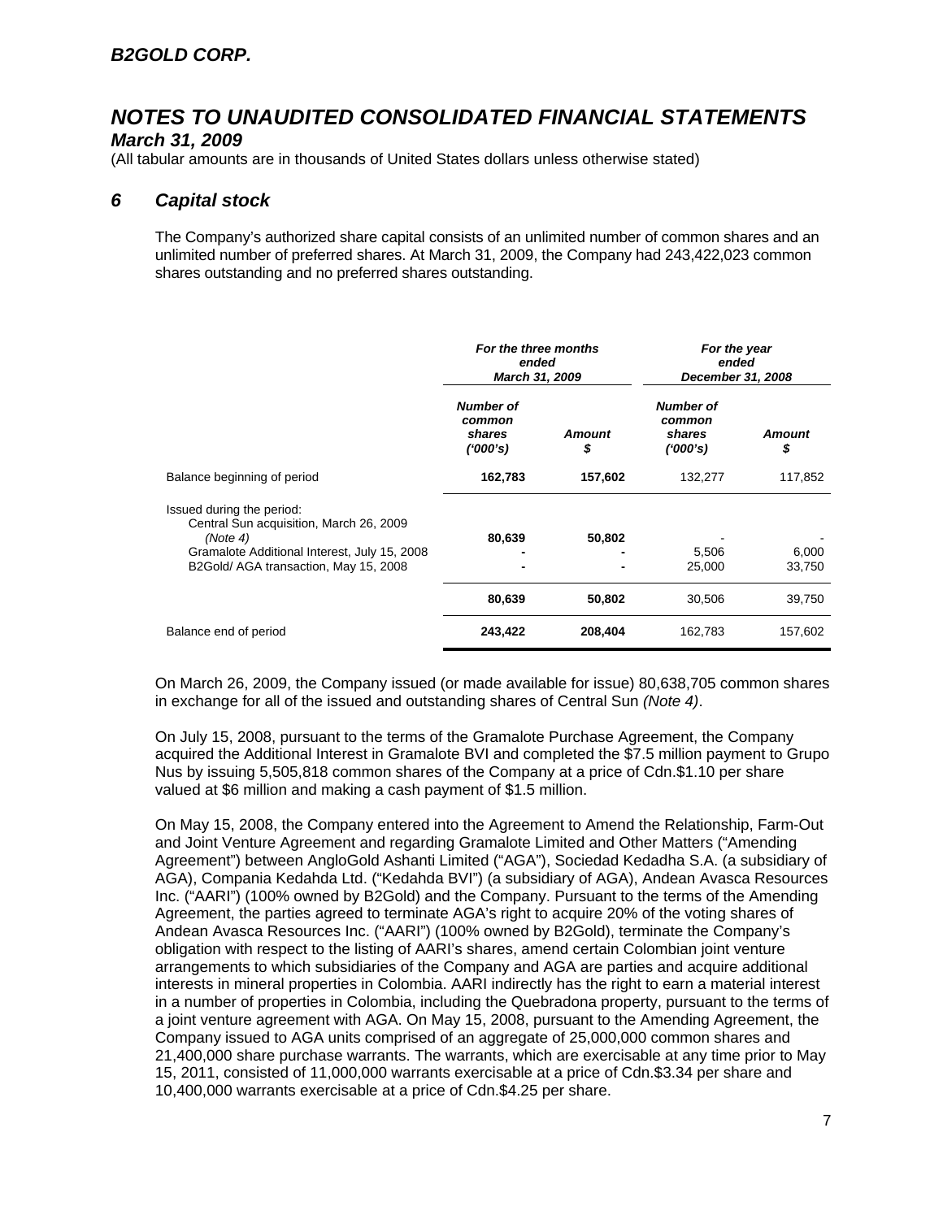# B2GOLD CORP.

# NOTES TO UNAUDITED CONSOLIDATED FINANCIAL STATEMENTS

## March 31, 2009

(All tabular amounts are in thousands of United States dollars unless otherwise stated)

## 6 Capital stock

The Company's authorized share capital consists of an unlimited number of common shares and an unlimited number of preferred shares. At March 31, 2009, the Company had 243,422,023 common shares outstanding and no preferred shares outstanding.

| | *For the three months ended March 31, 2009* | | *For the year ended December 31, 2008* | |
|---|---|---|---|---|
| | *Number of common shares ('000's)* | *Amount $* | *Number of common shares ('000's)* | *Amount $* |
| Balance beginning of period | **162,783** | **157,602** | 132,277 | 117,852 |
| Issued during the period: | | | | |
| Central Sun acquisition, March 26, 2009 *(Note 4)* | **80,639** | **50,802** | - | - |
| Gramalote Additional Interest, July 15, 2008 | **-** | **-** | 5,506 | 6,000 |
| B2Gold/ AGA transaction, May 15, 2008 | **-** | **-** | 25,000 | 33,750 |
| | **80,639** | **50,802** | 30,506 | 39,750 |
| Balance end of period | **243,422** | **208,404** | 162,783 | 157,602 |

On March 26, 2009, the Company issued (or made available for issue) 80,638,705 common shares in exchange for all of the issued and outstanding shares of Central Sun *(Note 4)*.

On July 15, 2008, pursuant to the terms of the Gramalote Purchase Agreement, the Company acquired the Additional Interest in Gramalote BVI and completed the $7.5 million payment to Grupo Nus by issuing 5,505,818 common shares of the Company at a price of Cdn.$1.10 per share valued at $6 million and making a cash payment of $1.5 million.

On May 15, 2008, the Company entered into the Agreement to Amend the Relationship, Farm-Out and Joint Venture Agreement and regarding Gramalote Limited and Other Matters ("Amending Agreement") between AngloGold Ashanti Limited ("AGA"), Sociedad Kedadha S.A. (a subsidiary of AGA), Compania Kedahda Ltd. ("Kedahda BVI") (a subsidiary of AGA), Andean Avasca Resources Inc. ("AARI") (100% owned by B2Gold) and the Company. Pursuant to the terms of the Amending Agreement, the parties agreed to terminate AGA's right to acquire 20% of the voting shares of Andean Avasca Resources Inc. ("AARI") (100% owned by B2Gold), terminate the Company's obligation with respect to the listing of AARI's shares, amend certain Colombian joint venture arrangements to which subsidiaries of the Company and AGA are parties and acquire additional interests in mineral properties in Colombia. AARI indirectly has the right to earn a material interest in a number of properties in Colombia, including the Quebradona property, pursuant to the terms of a joint venture agreement with AGA. On May 15, 2008, pursuant to the Amending Agreement, the Company issued to AGA units comprised of an aggregate of 25,000,000 common shares and 21,400,000 share purchase warrants. The warrants, which are exercisable at any time prior to May 15, 2011, consisted of 11,000,000 warrants exercisable at a price of Cdn.$3.34 per share and 10,400,000 warrants exercisable at a price of Cdn.$4.25 per share.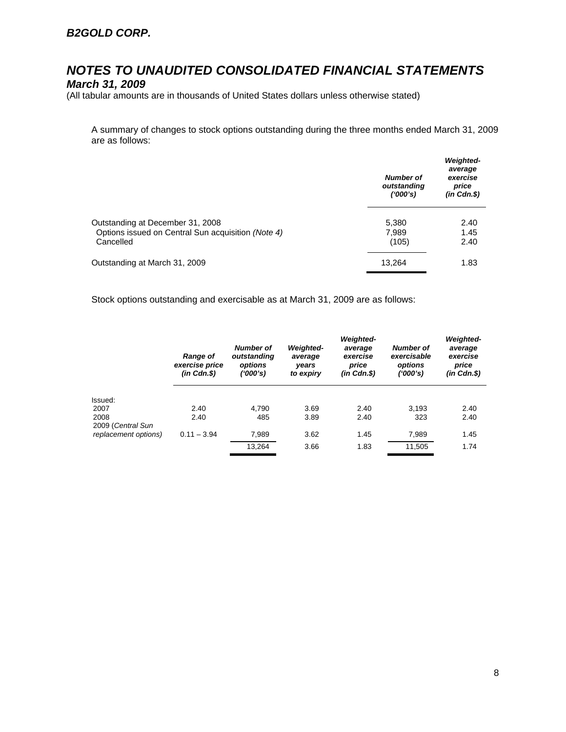## B2GOLD CORP.

# NOTES TO UNAUDITED CONSOLIDATED FINANCIAL STATEMENTS

### March 31, 2009

(All tabular amounts are in thousands of United States dollars unless otherwise stated)

A summary of changes to stock options outstanding during the three months ended March 31, 2009 are as follows:

| | *Number of outstanding ('000's)* | *Weighted-average exercise price (in Cdn.$)* |
|---|---|---|
| Outstanding at December 31, 2008 | 5,380 | 2.40 |
| Options issued on Central Sun acquisition *(Note 4)* | 7,989 | 1.45 |
| Cancelled | (105) | 2.40 |
| Outstanding at March 31, 2009 | 13,264 | 1.83 |

Stock options outstanding and exercisable as at March 31, 2009 are as follows:

| | *Range of exercise price (in Cdn.$)* | *Number of outstanding options ('000's)* | *Weighted-average years to expiry* | *Weighted-average exercise price (in Cdn.$)* | *Number of exercisable options ('000's)* | *Weighted-average exercise price (in Cdn.$)* |
|---|---|---|---|---|---|---|
| Issued: | | | | | | |
| 2007 | 2.40 | 4,790 | 3.69 | 2.40 | 3,193 | 2.40 |
| 2008 | 2.40 | 485 | 3.89 | 2.40 | 323 | 2.40 |
| 2009 (*Central Sun replacement options)* | 0.11 – 3.94 | 7,989 | 3.62 | 1.45 | 7,989 | 1.45 |
| | | 13,264 | 3.66 | 1.83 | 11,505 | 1.74 |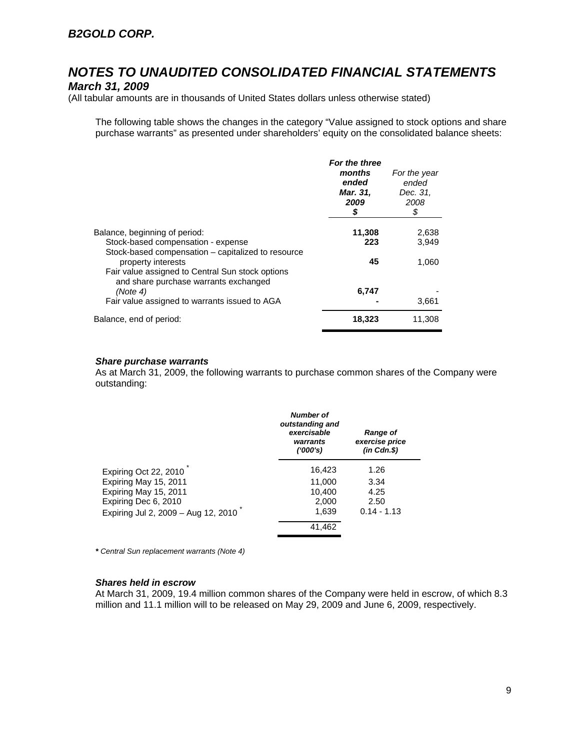## B2GOLD CORP.

# NOTES TO UNAUDITED CONSOLIDATED FINANCIAL STATEMENTS

### March 31, 2009

(All tabular amounts are in thousands of United States dollars unless otherwise stated)

The following table shows the changes in the category "Value assigned to stock options and share purchase warrants" as presented under shareholders' equity on the consolidated balance sheets:

| | ***For the three months ended Mar. 31, 2009 $*** | *For the year ended Dec. 31, 2008 $* |
|---|---|---|
| Balance, beginning of period: | **11,308** | 2,638 |
| Stock-based compensation - expense | **223** | 3,949 |
| Stock-based compensation – capitalized to resource property interests | **45** | 1,060 |
| Fair value assigned to Central Sun stock options and share purchase warrants exchanged *(Note 4)* | **6,747** | - |
| Fair value assigned to warrants issued to AGA | **-** | 3,661 |
| Balance, end of period: | **18,323** | 11,308 |

***Share purchase warrants***

As at March 31, 2009, the following warrants to purchase common shares of the Company were outstanding:

| | ***Number of outstanding and exercisable warrants ('000's)*** | ***Range of exercise price (in Cdn.$)*** |
|---|---|---|
| Expiring Oct 22, 2010 * | 16,423 | 1.26 |
| Expiring May 15, 2011 | 11,000 | 3.34 |
| Expiring May 15, 2011 | 10,400 | 4.25 |
| Expiring Dec 6, 2010 | 2,000 | 2.50 |
| Expiring Jul 2, 2009 – Aug 12, 2010 * | 1,639 | 0.14 - 1.13 |
| | 41,462 | |

***** *Central Sun replacement warrants (Note 4)*

***Shares held in escrow***

At March 31, 2009, 19.4 million common shares of the Company were held in escrow, of which 8.3 million and 11.1 million will to be released on May 29, 2009 and June 6, 2009, respectively.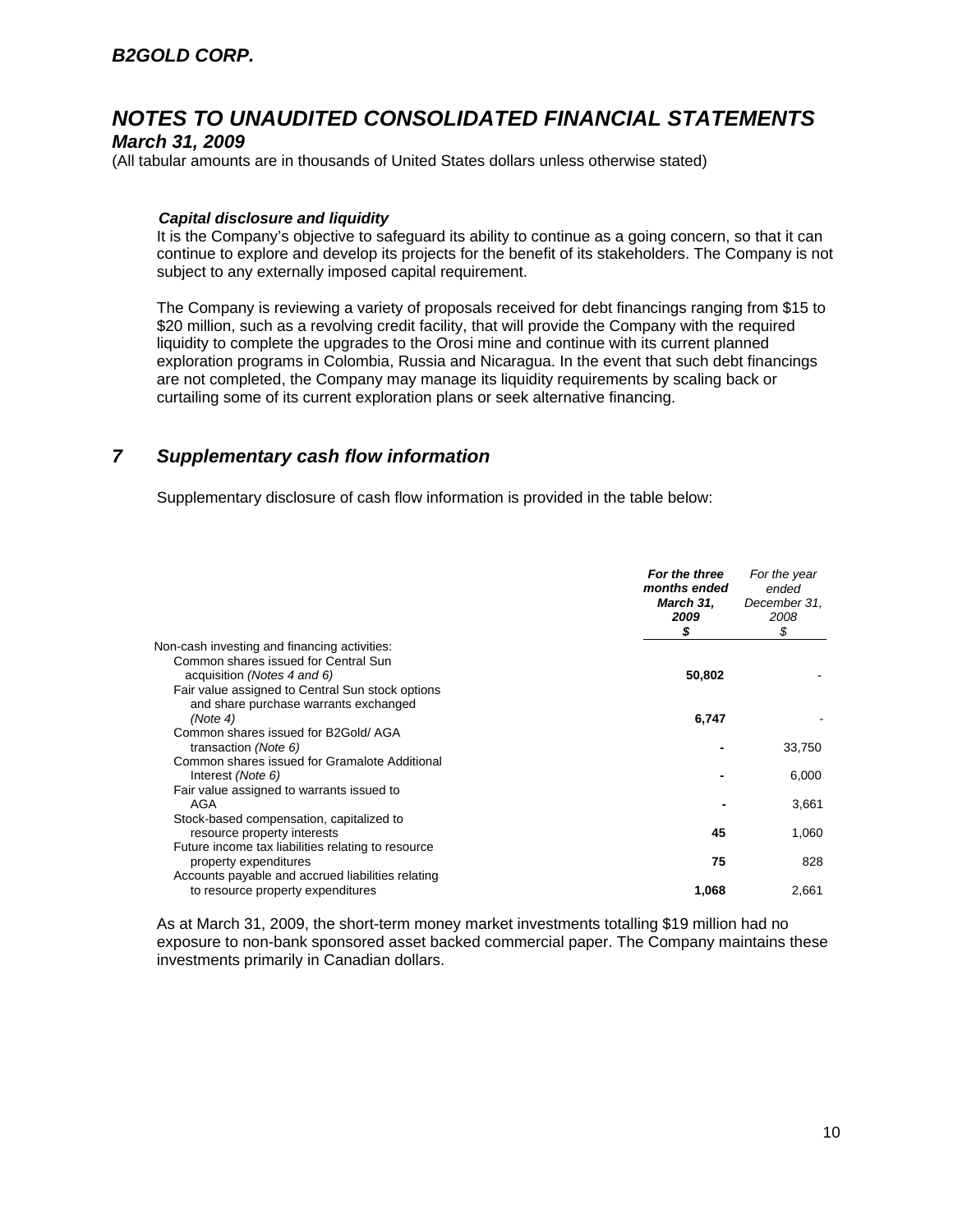***Capital disclosure and liquidity***

It is the Company's objective to safeguard its ability to continue as a going concern, so that it can continue to explore and develop its projects for the benefit of its stakeholders. The Company is not subject to any externally imposed capital requirement.

The Company is reviewing a variety of proposals received for debt financings ranging from $15 to $20 million, such as a revolving credit facility, that will provide the Company with the required liquidity to complete the upgrades to the Orosi mine and continue with its current planned exploration programs in Colombia, Russia and Nicaragua. In the event that such debt financings are not completed, the Company may manage its liquidity requirements by scaling back or curtailing some of its current exploration plans or seek alternative financing.

## *7 Supplementary cash flow information*

Supplementary disclosure of cash flow information is provided in the table below:

| | ***For the three months ended March 31, 2009*** ***$*** | *For the year ended December 31, 2008* *$* |
|---|---|---|
| Non-cash investing and financing activities: | | |
| Common shares issued for Central Sun acquisition *(Notes 4 and 6)* | **50,802** | - |
| Fair value assigned to Central Sun stock options and share purchase warrants exchanged *(Note 4)* | **6,747** | - |
| Common shares issued for B2Gold/ AGA transaction *(Note 6)* | **-** | 33,750 |
| Common shares issued for Gramalote Additional Interest *(Note 6)* | **-** | 6,000 |
| Fair value assigned to warrants issued to AGA | **-** | 3,661 |
| Stock-based compensation, capitalized to resource property interests | **45** | 1,060 |
| Future income tax liabilities relating to resource property expenditures | **75** | 828 |
| Accounts payable and accrued liabilities relating to resource property expenditures | **1,068** | 2,661 |

As at March 31, 2009, the short-term money market investments totalling $19 million had no exposure to non-bank sponsored asset backed commercial paper. The Company maintains these investments primarily in Canadian dollars.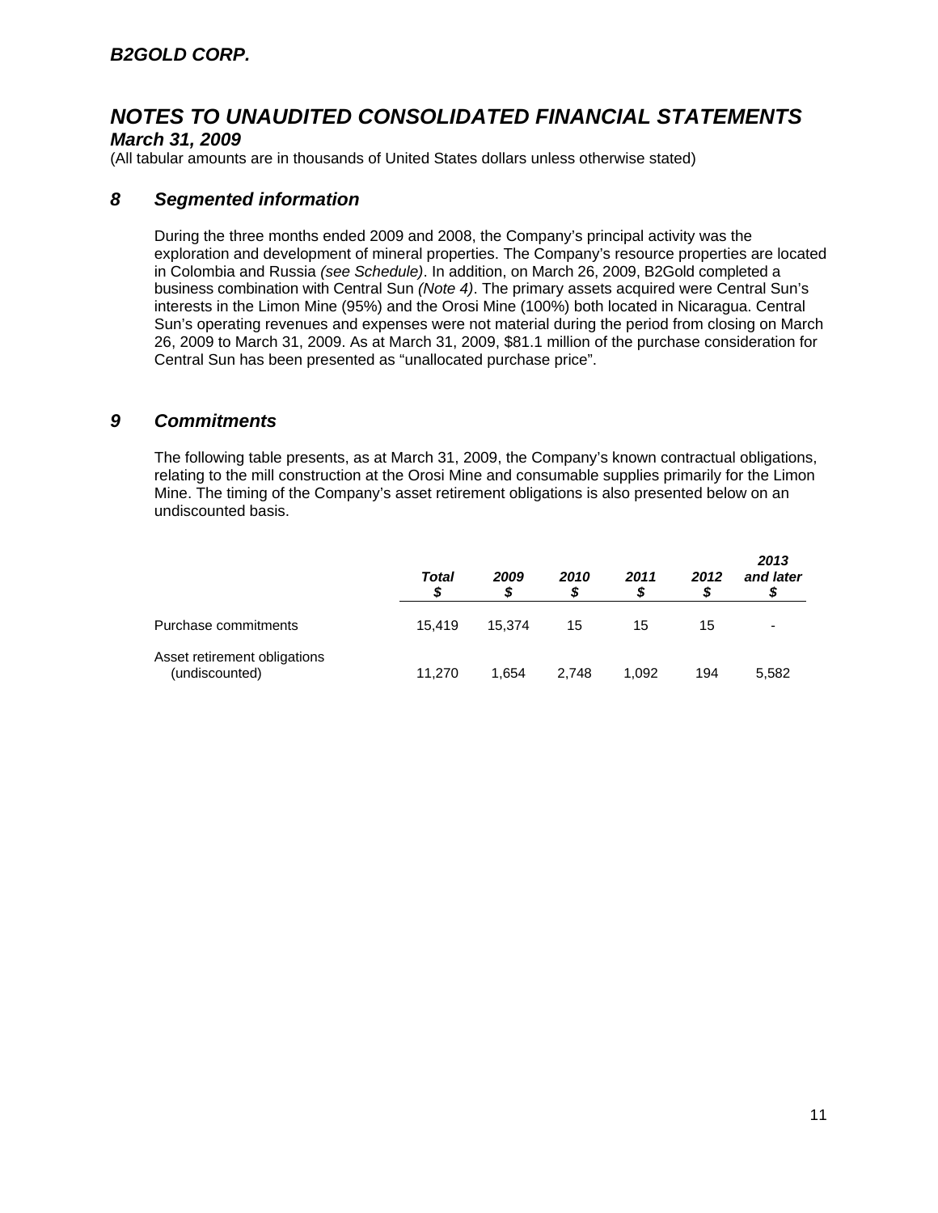## 8 Segmented information

During the three months ended 2009 and 2008, the Company's principal activity was the exploration and development of mineral properties. The Company's resource properties are located in Colombia and Russia *(see Schedule)*. In addition, on March 26, 2009, B2Gold completed a business combination with Central Sun *(Note 4)*. The primary assets acquired were Central Sun's interests in the Limon Mine (95%) and the Orosi Mine (100%) both located in Nicaragua. Central Sun's operating revenues and expenses were not material during the period from closing on March 26, 2009 to March 31, 2009. As at March 31, 2009, $81.1 million of the purchase consideration for Central Sun has been presented as "unallocated purchase price".

## 9 Commitments

The following table presents, as at March 31, 2009, the Company's known contractual obligations, relating to the mill construction at the Orosi Mine and consumable supplies primarily for the Limon Mine. The timing of the Company's asset retirement obligations is also presented below on an undiscounted basis.

| | *Total* $ | *2009* $ | *2010* $ | *2011* $ | *2012* $ | *2013 and later* $ |
|---|---|---|---|---|---|---|
| Purchase commitments | 15,419 | 15,374 | 15 | 15 | 15 | - |
| Asset retirement obligations (undiscounted) | 11,270 | 1,654 | 2,748 | 1,092 | 194 | 5,582 |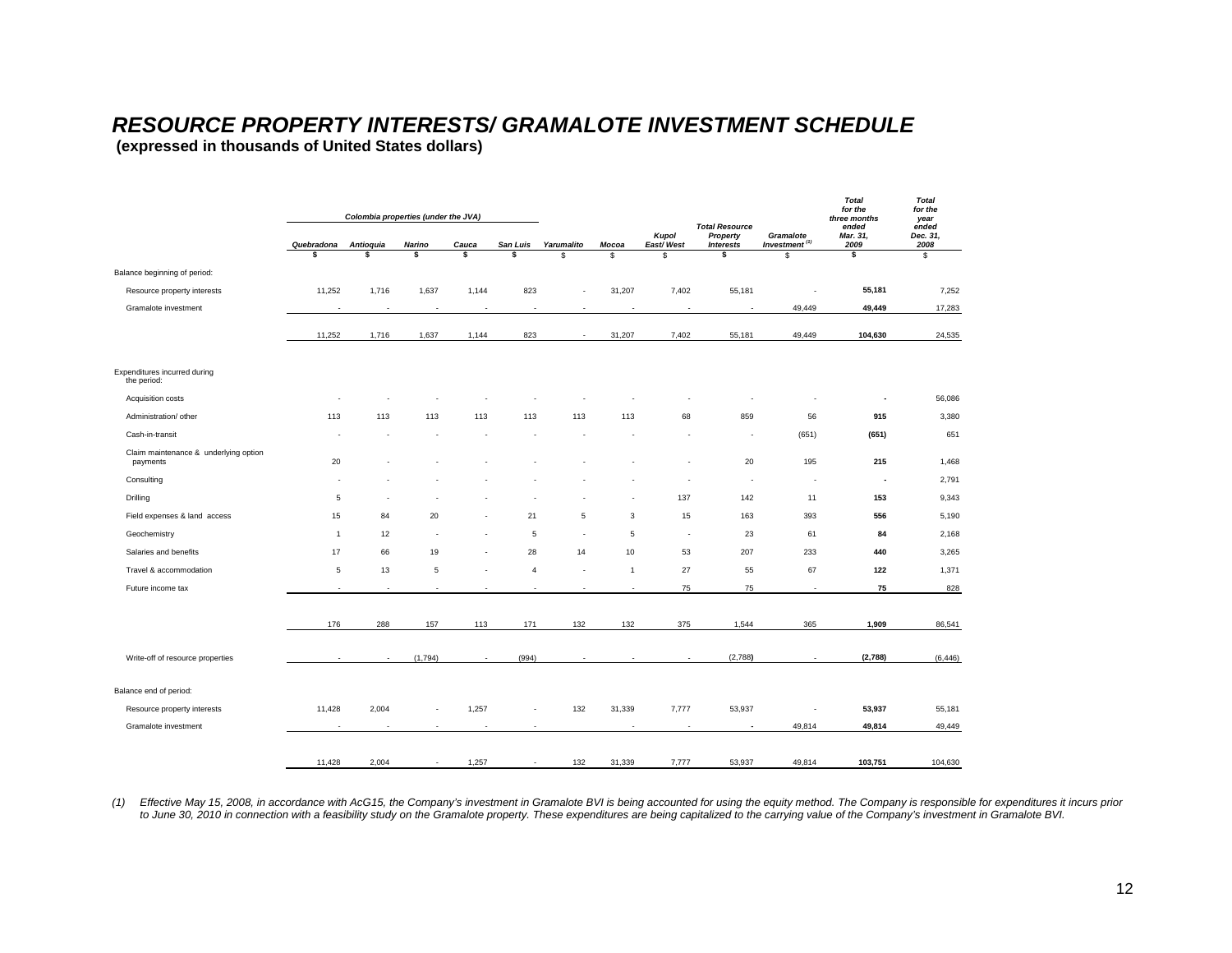# RESOURCE PROPERTY INTERESTS/ GRAMALOTE INVESTMENT SCHEDULE

**(expressed in thousands of United States dollars)**

| | Colombia properties (under the JVA) | | | | | | | | | | | |
|---|---|---|---|---|---|---|---|---|---|---|---|---|
| | Quebradona | Antioquia | Narino | Cauca | San Luis | Yarumalito | Mocoa | Kupol East/ West | Total Resource Property Interests | Gramalote Investment (1) | Total for the three months ended Mar. 31, 2009 | Total for the year ended Dec. 31, 2008 |
| | $ | $ | $ | $ | $ | $ | $ | $ | $ | $ | $ | $ |
| Balance beginning of period: | | | | | | | | | | | | |
| Resource property interests | 11,252 | 1,716 | 1,637 | 1,144 | 823 | - | 31,207 | 7,402 | 55,181 | - | **55,181** | 7,252 |
| Gramalote investment | - | - | - | - | - | - | - | - | - | 49,449 | **49,449** | 17,283 |
| | 11,252 | 1,716 | 1,637 | 1,144 | 823 | - | 31,207 | 7,402 | 55,181 | 49,449 | **104,630** | 24,535 |
| Expenditures incurred during the period: | | | | | | | | | | | | |
| Acquisition costs | - | - | - | - | - | - | - | - | - | - | **-** | 56,086 |
| Administration/ other | 113 | 113 | 113 | 113 | 113 | 113 | 113 | 68 | 859 | 56 | **915** | 3,380 |
| Cash-in-transit | - | - | - | - | - | - | - | - | - | (651) | **(651)** | 651 |
| Claim maintenance & underlying option payments | 20 | - | - | - | - | - | - | - | 20 | 195 | **215** | 1,468 |
| Consulting | - | - | - | - | - | - | - | - | - | - | **-** | 2,791 |
| Drilling | 5 | - | - | - | - | - | - | 137 | 142 | 11 | **153** | 9,343 |
| Field expenses & land access | 15 | 84 | 20 | - | 21 | 5 | 3 | 15 | 163 | 393 | **556** | 5,190 |
| Geochemistry | 1 | 12 | - | - | 5 | - | 5 | - | 23 | 61 | **84** | 2,168 |
| Salaries and benefits | 17 | 66 | 19 | - | 28 | 14 | 10 | 53 | 207 | 233 | **440** | 3,265 |
| Travel & accommodation | 5 | 13 | 5 | - | 4 | - | 1 | 27 | 55 | 67 | **122** | 1,371 |
| Future income tax | - | - | - | - | - | - | - | 75 | 75 | - | **75** | 828 |
| | 176 | 288 | 157 | 113 | 171 | 132 | 132 | 375 | 1,544 | 365 | **1,909** | 86,541 |
| Write-off of resource properties | - | - | (1,794) | - | (994) | - | - | - | (2,788) | - | **(2,788)** | (6,446) |
| Balance end of period: | | | | | | | | | | | | |
| Resource property interests | 11,428 | 2,004 | - | 1,257 | - | 132 | 31,339 | 7,777 | 53,937 | - | **53,937** | 55,181 |
| Gramalote investment | - | - | - | - | - | | - | - | **-** | 49,814 | **49,814** | 49,449 |
| | 11,428 | 2,004 | - | 1,257 | - | 132 | 31,339 | 7,777 | 53,937 | 49,814 | **103,751** | 104,630 |

*(1) Effective May 15, 2008, in accordance with AcG15, the Company's investment in Gramalote BVI is being accounted for using the equity method. The Company is responsible for expenditures it incurs prior to June 30, 2010 in connection with a feasibility study on the Gramalote property. These expenditures are being capitalized to the carrying value of the Company's investment in Gramalote BVI.*